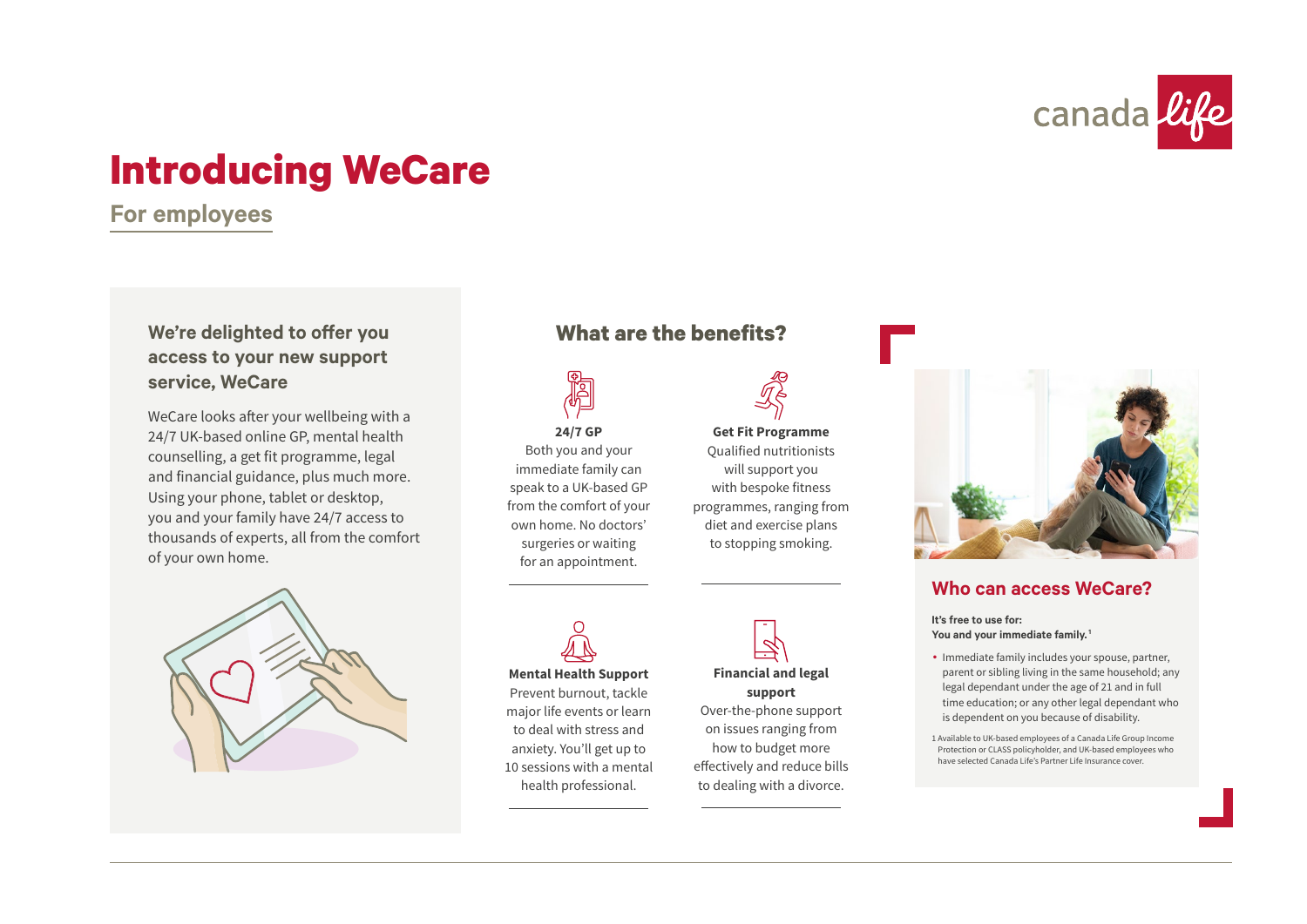# Introducing WeCare

## For employees

### We're delighted to offer you access to your new support service, WeCare

WeCare looks after your wellbeing with a 24/7 UK-based online GP, mental health counselling, a get fit programme, legal and financial guidance, plus much more. Using your phone, tablet or desktop, you and your family have 24/7 access to thousands of experts, all from the comfort of your own home.

## What are the benefits?

**24/7 GP**
Both you and your immediate family can speak to a UK-based GP from the comfort of your own home. No doctors' surgeries or waiting for an appointment.

**Get Fit Programme**
Qualified nutritionists will support you with bespoke fitness programmes, ranging from diet and exercise plans to stopping smoking.

**Mental Health Support**
Prevent burnout, tackle major life events or learn to deal with stress and anxiety. You'll get up to 10 sessions with a mental health professional.

**Financial and legal support**
Over-the-phone support on issues ranging from how to budget more effectively and reduce bills to dealing with a divorce.

## Who can access WeCare?

**It's free to use for:**
**You and your immediate family.**[1]

- Immediate family includes your spouse, partner, parent or sibling living in the same household; any legal dependant under the age of 21 and in full time education; or any other legal dependant who is dependent on you because of disability.

1 Available to UK-based employees of a Canada Life Group Income Protection or CLASS policyholder, and UK-based employees who have selected Canada Life's Partner Life Insurance cover.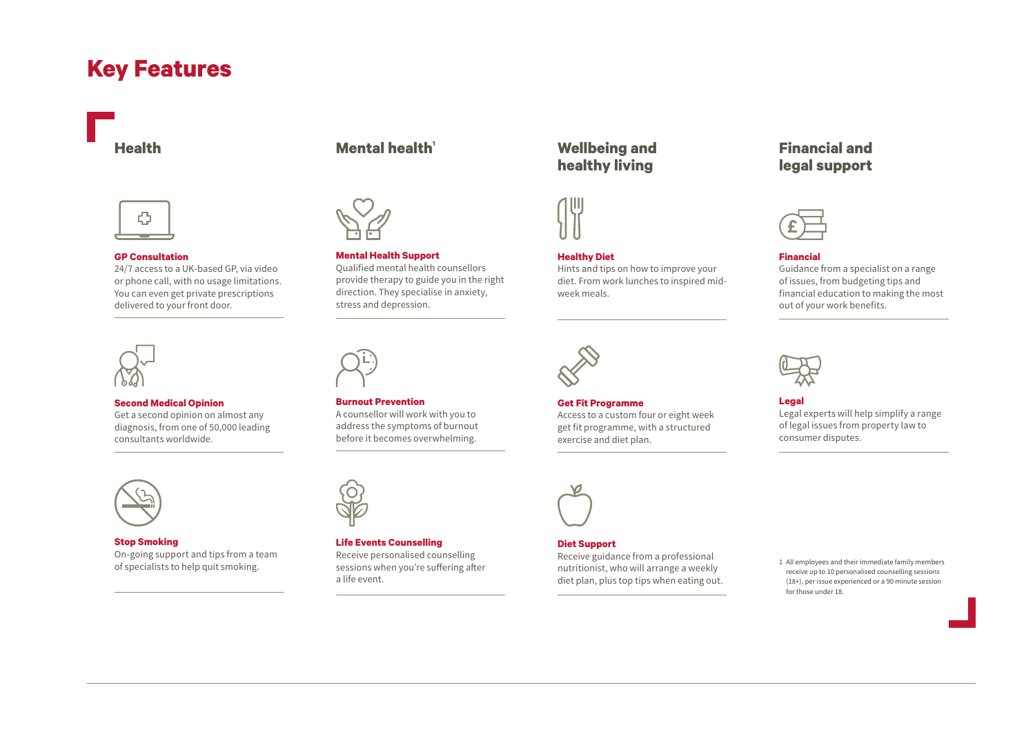# Key Features

## Health

### GP Consultation

24/7 access to a UK-based GP, via video or phone call, with no usage limitations. You can even get private prescriptions delivered to your front door.

### Second Medical Opinion

Get a second opinion on almost any diagnosis, from one of 50,000 leading consultants worldwide.

### Stop Smoking

On-going support and tips from a team of specialists to help quit smoking.

## Mental health[1]

### Mental Health Support

Qualified mental health counsellors provide therapy to guide you in the right direction. They specialise in anxiety, stress and depression.

### Burnout Prevention

A counsellor will work with you to address the symptoms of burnout before it becomes overwhelming.

### Life Events Counselling

Receive personalised counselling sessions when you're suffering after a life event.

## Wellbeing and healthy living

### Healthy Diet

Hints and tips on how to improve your diet. From work lunches to inspired mid-week meals.

### Get Fit Programme

Access to a custom four or eight week get fit programme, with a structured exercise and diet plan.

### Diet Support

Receive guidance from a professional nutritionist, who will arrange a weekly diet plan, plus top tips when eating out.

## Financial and legal support

### Financial

Guidance from a specialist on a range of issues, from budgeting tips and financial education to making the most out of your work benefits.

### Legal

Legal experts will help simplify a range of legal issues from property law to consumer disputes.

1 All employees and their immediate family members receive up to 10 personalised counselling sessions (18+), per issue experienced or a 90 minute session for those under 18.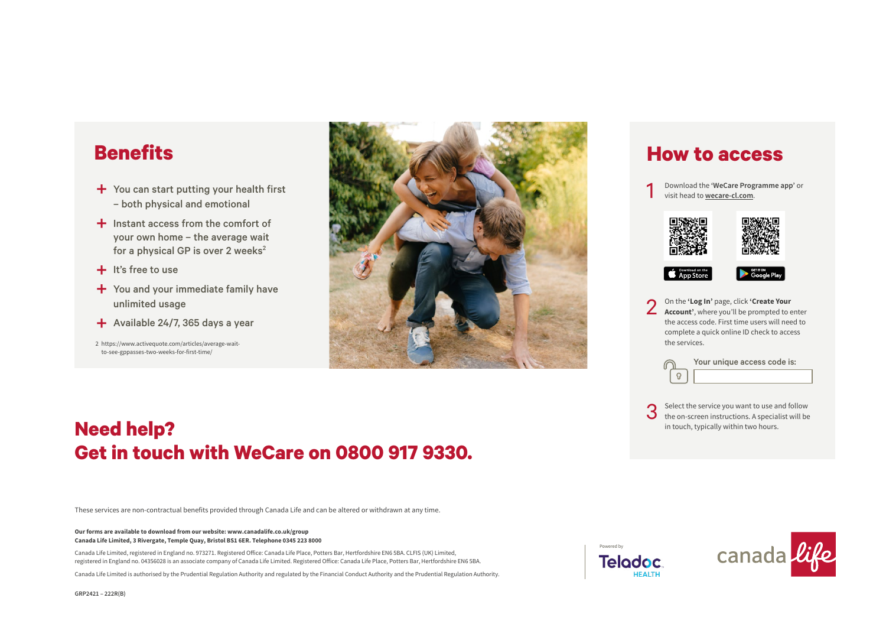## Benefits

- You can start putting your health first – both physical and emotional
- Instant access from the comfort of your own home – the average wait for a physical GP is over 2 weeks[2]
- It's free to use
- You and your immediate family have unlimited usage
- Available 24/7, 365 days a year

2 https://www.activequote.com/articles/average-wait-to-see-gppasses-two-weeks-for-first-time/

## How to access

1. Download the '**WeCare Programme app**' or visit head to **wecare-cl.com**.

Download on the App Store

GET IT ON Google Play

2. On the '**Log In**' page, click '**Create Your Account**', where you'll be prompted to enter the access code. First time users will need to complete a quick online ID check to access the services.

Your unique access code is:

3. Select the service you want to use and follow the on-screen instructions. A specialist will be in touch, typically within two hours.

## Need help?
## Get in touch with WeCare on 0800 917 9330.

These services are non-contractual benefits provided through Canada Life and can be altered or withdrawn at any time.

**Our forms are available to download from our website: www.canadalife.co.uk/group**
**Canada Life Limited, 3 Rivergate, Temple Quay, Bristol BS1 6ER. Telephone 0345 223 8000**

Canada Life Limited, registered in England no. 973271. Registered Office: Canada Life Place, Potters Bar, Hertfordshire EN6 5BA. CLFIS (UK) Limited, registered in England no. 04356028 is an associate company of Canada Life Limited. Registered Office: Canada Life Place, Potters Bar, Hertfordshire EN6 5BA.

Canada Life Limited is authorised by the Prudential Regulation Authority and regulated by the Financial Conduct Authority and the Prudential Regulation Authority.

Powered by Teladoc HEALTH

canada life

GRP2421 – 222R(B)